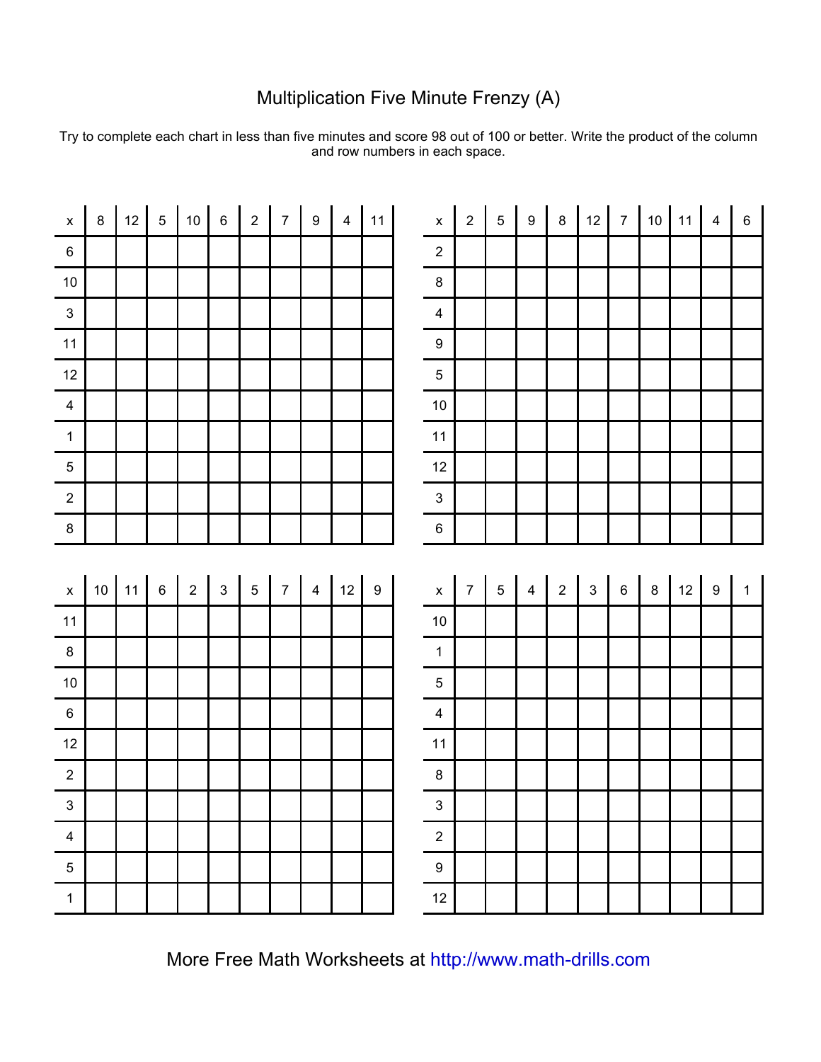# Multiplication Five Minute Frenzy (A)

Try to complete each chart in less than five minutes and score 98 out of 100 or better. Write the product of the column and row numbers in each space.

| x | 8 | 12 | 5 | 10 | 6 | 2 | 7 | 9 | 4 | 11 |
|---|---|---|---|---|---|---|---|---|---|---|
| 6 | | | | | | | | | | |
| 10 | | | | | | | | | | |
| 3 | | | | | | | | | | |
| 11 | | | | | | | | | | |
| 12 | | | | | | | | | | |
| 4 | | | | | | | | | | |
| 1 | | | | | | | | | | |
| 5 | | | | | | | | | | |
| 2 | | | | | | | | | | |
| 8 | | | | | | | | | | |

| x | 2 | 5 | 9 | 8 | 12 | 7 | 10 | 11 | 4 | 6 |
|---|---|---|---|---|---|---|---|---|---|---|
| 2 | | | | | | | | | | |
| 8 | | | | | | | | | | |
| 4 | | | | | | | | | | |
| 9 | | | | | | | | | | |
| 5 | | | | | | | | | | |
| 10 | | | | | | | | | | |
| 11 | | | | | | | | | | |
| 12 | | | | | | | | | | |
| 3 | | | | | | | | | | |
| 6 | | | | | | | | | | |

| x | 10 | 11 | 6 | 2 | 3 | 5 | 7 | 4 | 12 | 9 |
|---|---|---|---|---|---|---|---|---|---|---|
| 11 | | | | | | | | | | |
| 8 | | | | | | | | | | |
| 10 | | | | | | | | | | |
| 6 | | | | | | | | | | |
| 12 | | | | | | | | | | |
| 2 | | | | | | | | | | |
| 3 | | | | | | | | | | |
| 4 | | | | | | | | | | |
| 5 | | | | | | | | | | |
| 1 | | | | | | | | | | |

| x | 7 | 5 | 4 | 2 | 3 | 6 | 8 | 12 | 9 | 1 |
|---|---|---|---|---|---|---|---|---|---|---|
| 10 | | | | | | | | | | |
| 1 | | | | | | | | | | |
| 5 | | | | | | | | | | |
| 4 | | | | | | | | | | |
| 11 | | | | | | | | | | |
| 8 | | | | | | | | | | |
| 3 | | | | | | | | | | |
| 2 | | | | | | | | | | |
| 9 | | | | | | | | | | |
| 12 | | | | | | | | | | |

More Free Math Worksheets at http://www.math-drills.com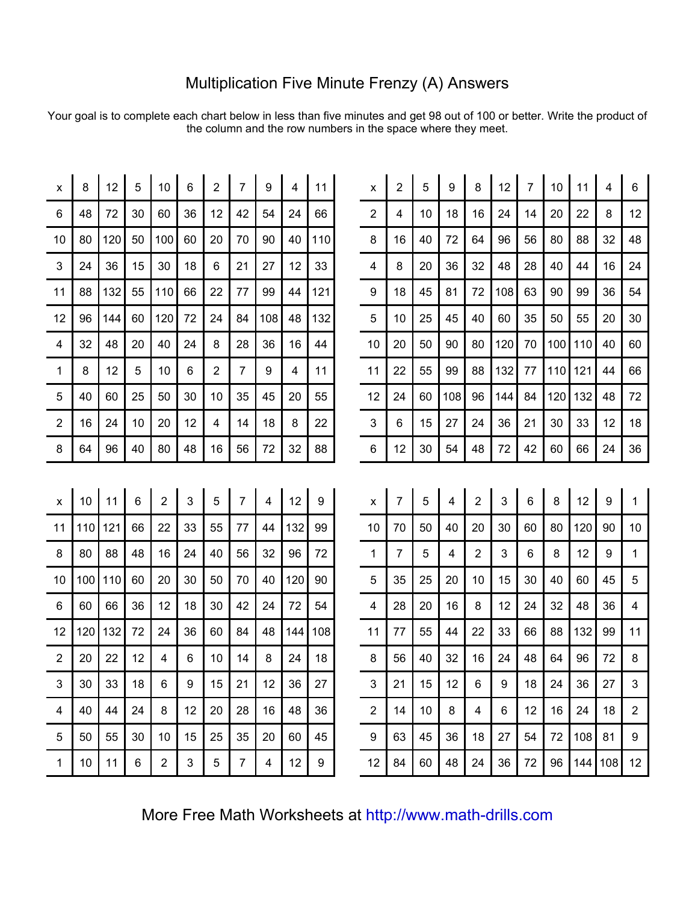# Multiplication Five Minute Frenzy (A) Answers

Your goal is to complete each chart below in less than five minutes and get 98 out of 100 or better. Write the product of the column and the row numbers in the space where they meet.

| x | 8 | 12 | 5 | 10 | 6 | 2 | 7 | 9 | 4 | 11 |
|---|---|---|---|---|---|---|---|---|---|---|
| 6 | 48 | 72 | 30 | 60 | 36 | 12 | 42 | 54 | 24 | 66 |
| 10 | 80 | 120 | 50 | 100 | 60 | 20 | 70 | 90 | 40 | 110 |
| 3 | 24 | 36 | 15 | 30 | 18 | 6 | 21 | 27 | 12 | 33 |
| 11 | 88 | 132 | 55 | 110 | 66 | 22 | 77 | 99 | 44 | 121 |
| 12 | 96 | 144 | 60 | 120 | 72 | 24 | 84 | 108 | 48 | 132 |
| 4 | 32 | 48 | 20 | 40 | 24 | 8 | 28 | 36 | 16 | 44 |
| 1 | 8 | 12 | 5 | 10 | 6 | 2 | 7 | 9 | 4 | 11 |
| 5 | 40 | 60 | 25 | 50 | 30 | 10 | 35 | 45 | 20 | 55 |
| 2 | 16 | 24 | 10 | 20 | 12 | 4 | 14 | 18 | 8 | 22 |
| 8 | 64 | 96 | 40 | 80 | 48 | 16 | 56 | 72 | 32 | 88 |

| x | 2 | 5 | 9 | 8 | 12 | 7 | 10 | 11 | 4 | 6 |
|---|---|---|---|---|---|---|---|---|---|---|
| 2 | 4 | 10 | 18 | 16 | 24 | 14 | 20 | 22 | 8 | 12 |
| 8 | 16 | 40 | 72 | 64 | 96 | 56 | 80 | 88 | 32 | 48 |
| 4 | 8 | 20 | 36 | 32 | 48 | 28 | 40 | 44 | 16 | 24 |
| 9 | 18 | 45 | 81 | 72 | 108 | 63 | 90 | 99 | 36 | 54 |
| 5 | 10 | 25 | 45 | 40 | 60 | 35 | 50 | 55 | 20 | 30 |
| 10 | 20 | 50 | 90 | 80 | 120 | 70 | 100 | 110 | 40 | 60 |
| 11 | 22 | 55 | 99 | 88 | 132 | 77 | 110 | 121 | 44 | 66 |
| 12 | 24 | 60 | 108 | 96 | 144 | 84 | 120 | 132 | 48 | 72 |
| 3 | 6 | 15 | 27 | 24 | 36 | 21 | 30 | 33 | 12 | 18 |
| 6 | 12 | 30 | 54 | 48 | 72 | 42 | 60 | 66 | 24 | 36 |

| x | 10 | 11 | 6 | 2 | 3 | 5 | 7 | 4 | 12 | 9 |
|---|---|---|---|---|---|---|---|---|---|---|
| 11 | 110 | 121 | 66 | 22 | 33 | 55 | 77 | 44 | 132 | 99 |
| 8 | 80 | 88 | 48 | 16 | 24 | 40 | 56 | 32 | 96 | 72 |
| 10 | 100 | 110 | 60 | 20 | 30 | 50 | 70 | 40 | 120 | 90 |
| 6 | 60 | 66 | 36 | 12 | 18 | 30 | 42 | 24 | 72 | 54 |
| 12 | 120 | 132 | 72 | 24 | 36 | 60 | 84 | 48 | 144 | 108 |
| 2 | 20 | 22 | 12 | 4 | 6 | 10 | 14 | 8 | 24 | 18 |
| 3 | 30 | 33 | 18 | 6 | 9 | 15 | 21 | 12 | 36 | 27 |
| 4 | 40 | 44 | 24 | 8 | 12 | 20 | 28 | 16 | 48 | 36 |
| 5 | 50 | 55 | 30 | 10 | 15 | 25 | 35 | 20 | 60 | 45 |
| 1 | 10 | 11 | 6 | 2 | 3 | 5 | 7 | 4 | 12 | 9 |

| x | 7 | 5 | 4 | 2 | 3 | 6 | 8 | 12 | 9 | 1 |
|---|---|---|---|---|---|---|---|---|---|---|
| 10 | 70 | 50 | 40 | 20 | 30 | 60 | 80 | 120 | 90 | 10 |
| 1 | 7 | 5 | 4 | 2 | 3 | 6 | 8 | 12 | 9 | 1 |
| 5 | 35 | 25 | 20 | 10 | 15 | 30 | 40 | 60 | 45 | 5 |
| 4 | 28 | 20 | 16 | 8 | 12 | 24 | 32 | 48 | 36 | 4 |
| 11 | 77 | 55 | 44 | 22 | 33 | 66 | 88 | 132 | 99 | 11 |
| 8 | 56 | 40 | 32 | 16 | 24 | 48 | 64 | 96 | 72 | 8 |
| 3 | 21 | 15 | 12 | 6 | 9 | 18 | 24 | 36 | 27 | 3 |
| 2 | 14 | 10 | 8 | 4 | 6 | 12 | 16 | 24 | 18 | 2 |
| 9 | 63 | 45 | 36 | 18 | 27 | 54 | 72 | 108 | 81 | 9 |
| 12 | 84 | 60 | 48 | 24 | 36 | 72 | 96 | 144 | 108 | 12 |

More Free Math Worksheets at http://www.math-drills.com